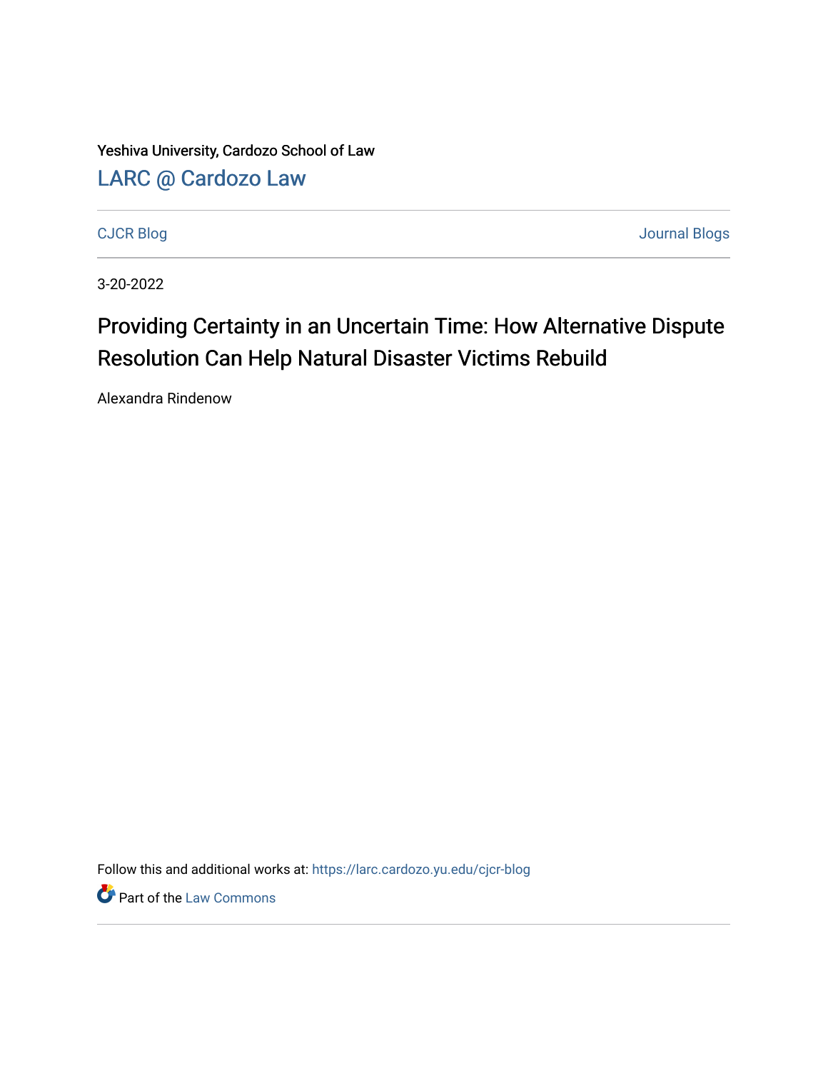Yeshiva University, Cardozo School of Law

LARC @ Cardozo Law

CJCR Blog | Journal Blogs

3-20-2022

# Providing Certainty in an Uncertain Time: How Alternative Dispute Resolution Can Help Natural Disaster Victims Rebuild

Alexandra Rindenow

Follow this and additional works at: https://larc.cardozo.yu.edu/cjcr-blog

Part of the Law Commons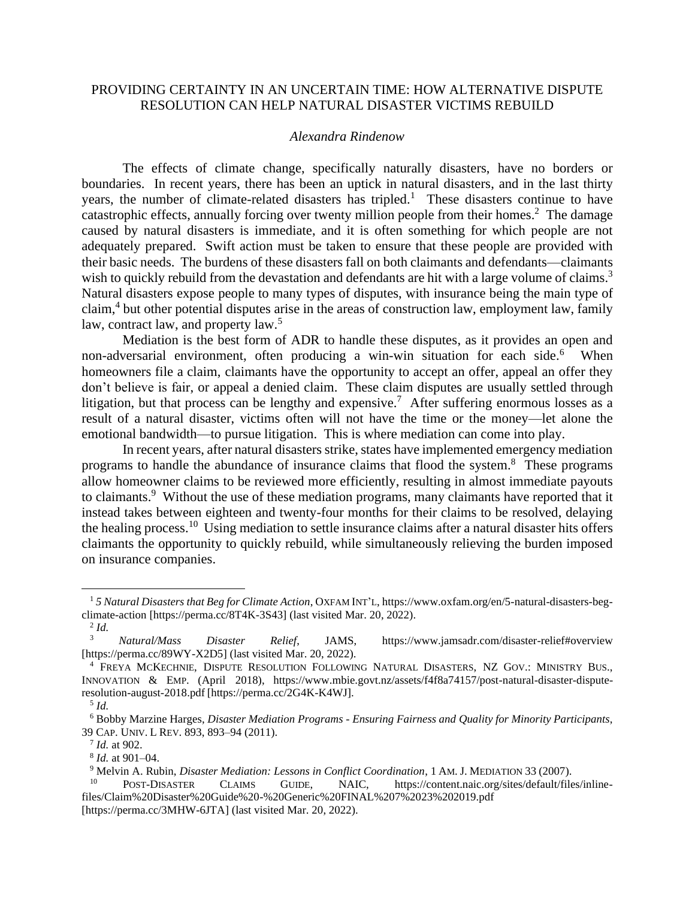PROVIDING CERTAINTY IN AN UNCERTAIN TIME: HOW ALTERNATIVE DISPUTE RESOLUTION CAN HELP NATURAL DISASTER VICTIMS REBUILD

*Alexandra Rindenow*

The effects of climate change, specifically naturally disasters, have no borders or boundaries. In recent years, there has been an uptick in natural disasters, and in the last thirty years, the number of climate-related disasters has tripled.[1] These disasters continue to have catastrophic effects, annually forcing over twenty million people from their homes.[2] The damage caused by natural disasters is immediate, and it is often something for which people are not adequately prepared. Swift action must be taken to ensure that these people are provided with their basic needs. The burdens of these disasters fall on both claimants and defendants—claimants wish to quickly rebuild from the devastation and defendants are hit with a large volume of claims.[3] Natural disasters expose people to many types of disputes, with insurance being the main type of claim,[4] but other potential disputes arise in the areas of construction law, employment law, family law, contract law, and property law.[5]

Mediation is the best form of ADR to handle these disputes, as it provides an open and non-adversarial environment, often producing a win-win situation for each side.[6] When homeowners file a claim, claimants have the opportunity to accept an offer, appeal an offer they don't believe is fair, or appeal a denied claim. These claim disputes are usually settled through litigation, but that process can be lengthy and expensive.[7] After suffering enormous losses as a result of a natural disaster, victims often will not have the time or the money—let alone the emotional bandwidth—to pursue litigation. This is where mediation can come into play.

In recent years, after natural disasters strike, states have implemented emergency mediation programs to handle the abundance of insurance claims that flood the system.[8] These programs allow homeowner claims to be reviewed more efficiently, resulting in almost immediate payouts to claimants.[9] Without the use of these mediation programs, many claimants have reported that it instead takes between eighteen and twenty-four months for their claims to be resolved, delaying the healing process.[10] Using mediation to settle insurance claims after a natural disaster hits offers claimants the opportunity to quickly rebuild, while simultaneously relieving the burden imposed on insurance companies.

---

[1] *5 Natural Disasters that Beg for Climate Action*, OXFAM INT'L, https://www.oxfam.org/en/5-natural-disasters-beg-climate-action [https://perma.cc/8T4K-3S43] (last visited Mar. 20, 2022).

[2] *Id.*

[3] *Natural/Mass Disaster Relief*, JAMS, https://www.jamsadr.com/disaster-relief#overview [https://perma.cc/89WY-X2D5] (last visited Mar. 20, 2022).

[4] FREYA MCKECHNIE, DISPUTE RESOLUTION FOLLOWING NATURAL DISASTERS, NZ GOV.: MINISTRY BUS., INNOVATION & EMP. (April 2018), https://www.mbie.govt.nz/assets/f4f8a74157/post-natural-disaster-dispute-resolution-august-2018.pdf [https://perma.cc/2G4K-K4WJ].

[5] *Id.*

[6] Bobby Marzine Harges, *Disaster Mediation Programs - Ensuring Fairness and Quality for Minority Participants*, 39 CAP. UNIV. L REV. 893, 893–94 (2011).

[7] *Id.* at 902.

[8] *Id.* at 901–04.

[9] Melvin A. Rubin, *Disaster Mediation: Lessons in Conflict Coordination*, 1 AM. J. MEDIATION 33 (2007).

[10] POST-DISASTER CLAIMS GUIDE, NAIC, https://content.naic.org/sites/default/files/inline-files/Claim%20Disaster%20Guide%20-%20Generic%20FINAL%207%2023%202019.pdf [https://perma.cc/3MHW-6JTA] (last visited Mar. 20, 2022).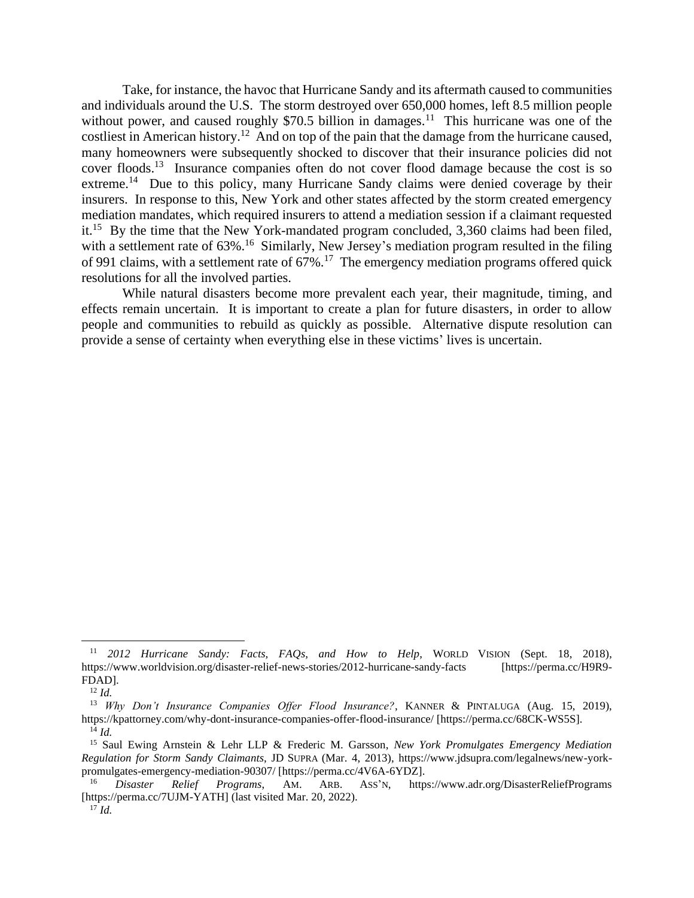Take, for instance, the havoc that Hurricane Sandy and its aftermath caused to communities and individuals around the U.S. The storm destroyed over 650,000 homes, left 8.5 million people without power, and caused roughly $70.5 billion in damages.[11] This hurricane was one of the costliest in American history.[12] And on top of the pain that the damage from the hurricane caused, many homeowners were subsequently shocked to discover that their insurance policies did not cover floods.[13] Insurance companies often do not cover flood damage because the cost is so extreme.[14] Due to this policy, many Hurricane Sandy claims were denied coverage by their insurers. In response to this, New York and other states affected by the storm created emergency mediation mandates, which required insurers to attend a mediation session if a claimant requested it.[15] By the time that the New York-mandated program concluded, 3,360 claims had been filed, with a settlement rate of 63%.[16] Similarly, New Jersey's mediation program resulted in the filing of 991 claims, with a settlement rate of 67%.[17] The emergency mediation programs offered quick resolutions for all the involved parties.

While natural disasters become more prevalent each year, their magnitude, timing, and effects remain uncertain. It is important to create a plan for future disasters, in order to allow people and communities to rebuild as quickly as possible. Alternative dispute resolution can provide a sense of certainty when everything else in these victims' lives is uncertain.

---

[11] *2012 Hurricane Sandy: Facts, FAQs, and How to Help*, WORLD VISION (Sept. 18, 2018), https://www.worldvision.org/disaster-relief-news-stories/2012-hurricane-sandy-facts [https://perma.cc/H9R9-FDAD].

[12] *Id.*

[13] *Why Don't Insurance Companies Offer Flood Insurance?*, KANNER & PINTALUGA (Aug. 15, 2019), https://kpattorney.com/why-dont-insurance-companies-offer-flood-insurance/ [https://perma.cc/68CK-WS5S].

[14] *Id.*

[15] Saul Ewing Arnstein & Lehr LLP & Frederic M. Garsson, *New York Promulgates Emergency Mediation Regulation for Storm Sandy Claimants*, JD SUPRA (Mar. 4, 2013), https://www.jdsupra.com/legalnews/new-york-promulgates-emergency-mediation-90307/ [https://perma.cc/4V6A-6YDZ].

[16] *Disaster Relief Programs*, AM. ARB. ASS'N, https://www.adr.org/DisasterReliefPrograms [https://perma.cc/7UJM-YATH] (last visited Mar. 20, 2022).

[17] *Id.*